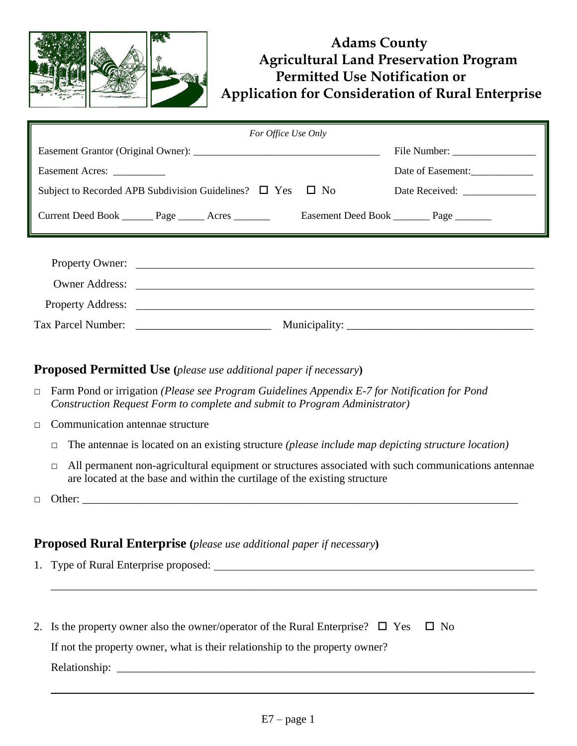# Adams County
## Agricultural Land Preservation Program
## Permitted Use Notification or Application for Consideration of Rural Enterprise

*For Office Use Only*

Easement Grantor (Original Owner): ___________________________________ File Number: ________________

Easement Acres: __________ Date of Easement:____________

Subject to Recorded APB Subdivision Guidelines? ☐ Yes ☐ No Date Received: ______________

Current Deed Book ______ Page _____ Acres _______ Easement Deed Book _______ Page _______

Property Owner: ____________________________________________

Owner Address: ____________________________________________

Property Address: ____________________________________________

Tax Parcel Number: ________________________ Municipality: ________________________________

## Proposed Permitted Use (*please use additional paper if necessary*)

- ☐ Farm Pond or irrigation *(Please see Program Guidelines Appendix E-7 for Notification for Pond Construction Request Form to complete and submit to Program Administrator)*
- ☐ Communication antennae structure
  - ☐ The antennae is located on an existing structure *(please include map depicting structure location)*
  - ☐ All permanent non-agricultural equipment or structures associated with such communications antennae are located at the base and within the curtilage of the existing structure
- ☐ Other: ________________________________________________________________________________

## Proposed Rural Enterprise (*please use additional paper if necessary*)

1. Type of Rural Enterprise proposed: ____________________________________________________________

   ________________________________________________________________________________________

2. Is the property owner also the owner/operator of the Rural Enterprise? ☐ Yes ☐ No

   If not the property owner, what is their relationship to the property owner?

   Relationship: ______________________________________________________________________________

   ________________________________________________________________________________________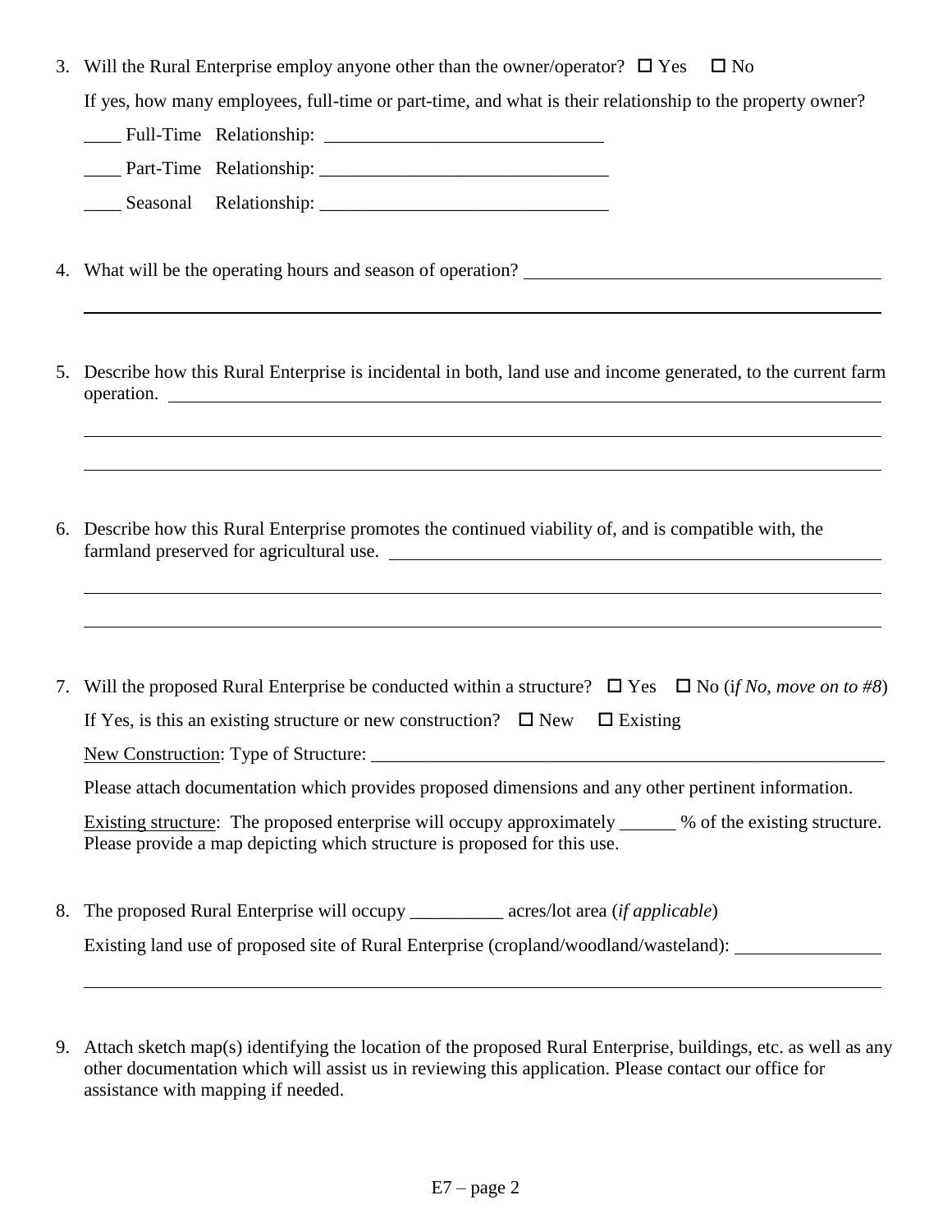3. Will the Rural Enterprise employ anyone other than the owner/operator? ☐ Yes ☐ No

   If yes, how many employees, full-time or part-time, and what is their relationship to the property owner?

   ____ Full-Time Relationship: ______________________________

   ____ Part-Time Relationship: _______________________________

   ____ Seasonal Relationship: _______________________________

4. What will be the operating hours and season of operation? ________________________________________

   ______________________________________________________________________________

5. Describe how this Rural Enterprise is incidental in both, land use and income generated, to the current farm operation. ______________________________________________________________

   ______________________________________________________________________________

   ______________________________________________________________________________

6. Describe how this Rural Enterprise promotes the continued viability of, and is compatible with, the farmland preserved for agricultural use. ________________________________________________

   ______________________________________________________________________________

   ______________________________________________________________________________

7. Will the proposed Rural Enterprise be conducted within a structure? ☐ Yes ☐ No (i*f No, move on to #8*)

   If Yes, is this an existing structure or new construction? ☐ New ☐ Existing

   New Construction: Type of Structure: ___________________________________________________________

   Please attach documentation which provides proposed dimensions and any other pertinent information.

   Existing structure: The proposed enterprise will occupy approximately ______ % of the existing structure. Please provide a map depicting which structure is proposed for this use.

8. The proposed Rural Enterprise will occupy __________ acres/lot area (*if applicable*)

   Existing land use of proposed site of Rural Enterprise (cropland/woodland/wasteland): ________________

   ______________________________________________________________________________

9. Attach sketch map(s) identifying the location of the proposed Rural Enterprise, buildings, etc. as well as any other documentation which will assist us in reviewing this application. Please contact our office for assistance with mapping if needed.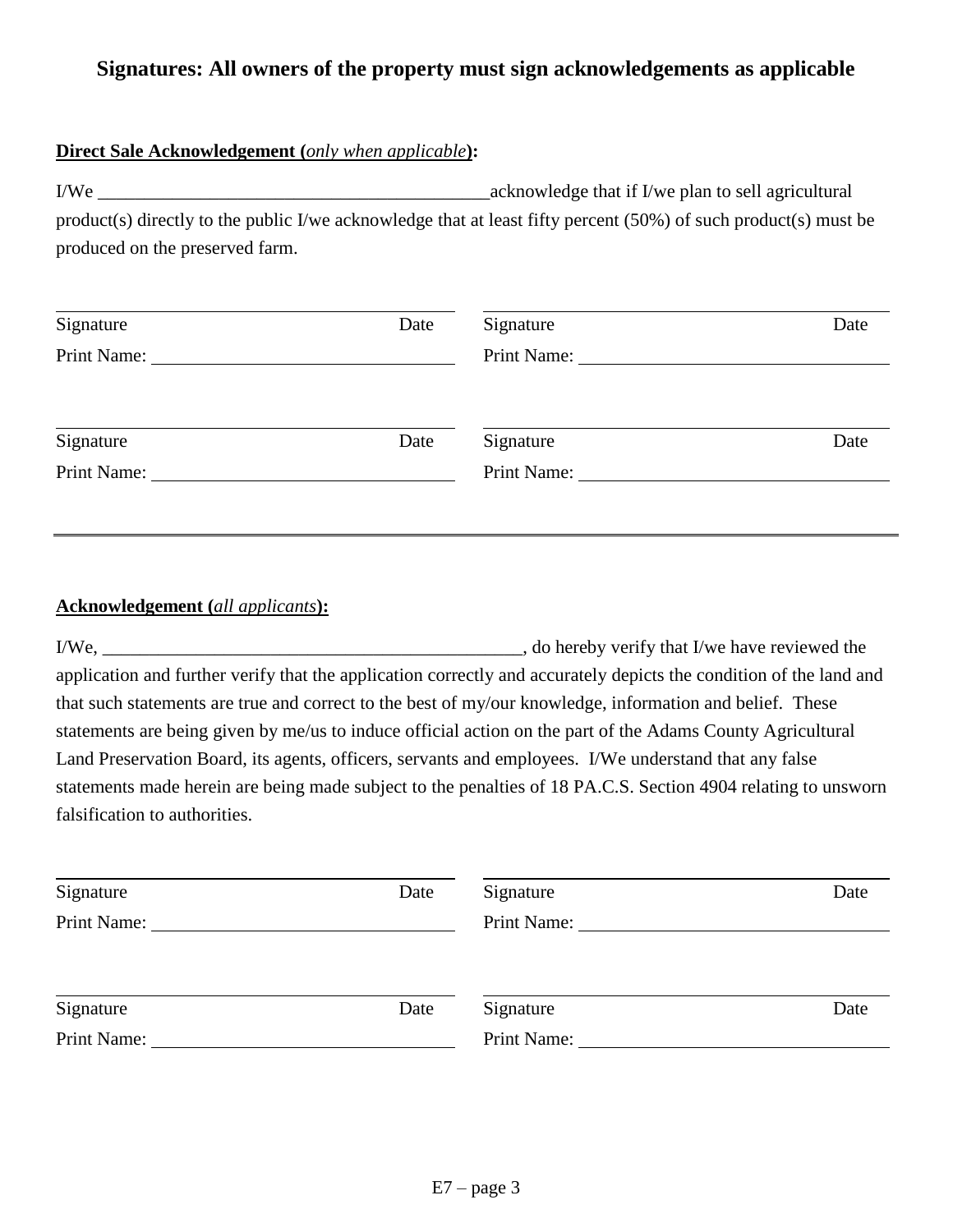## Signatures: All owners of the property must sign acknowledgements as applicable

**Direct Sale Acknowledgement (*only when applicable*):**

I/We ____________________________________________acknowledge that if I/we plan to sell agricultural product(s) directly to the public I/we acknowledge that at least fifty percent (50%) of such product(s) must be produced on the preserved farm.

| | | | |
|---|---|---|---|
| Signature | Date | Signature | Date |
| Print Name: | | Print Name: | |
| Signature | Date | Signature | Date |
| Print Name: | | Print Name: | |

---

**Acknowledgement (*all applicants*):**

I/We, _______________________________________________, do hereby verify that I/we have reviewed the application and further verify that the application correctly and accurately depicts the condition of the land and that such statements are true and correct to the best of my/our knowledge, information and belief. These statements are being given by me/us to induce official action on the part of the Adams County Agricultural Land Preservation Board, its agents, officers, servants and employees. I/We understand that any false statements made herein are being made subject to the penalties of 18 PA.C.S. Section 4904 relating to unsworn falsification to authorities.

| | | | |
|---|---|---|---|
| Signature | Date | Signature | Date |
| Print Name: | | Print Name: | |
| Signature | Date | Signature | Date |
| Print Name: | | Print Name: | |

E7 – page 3